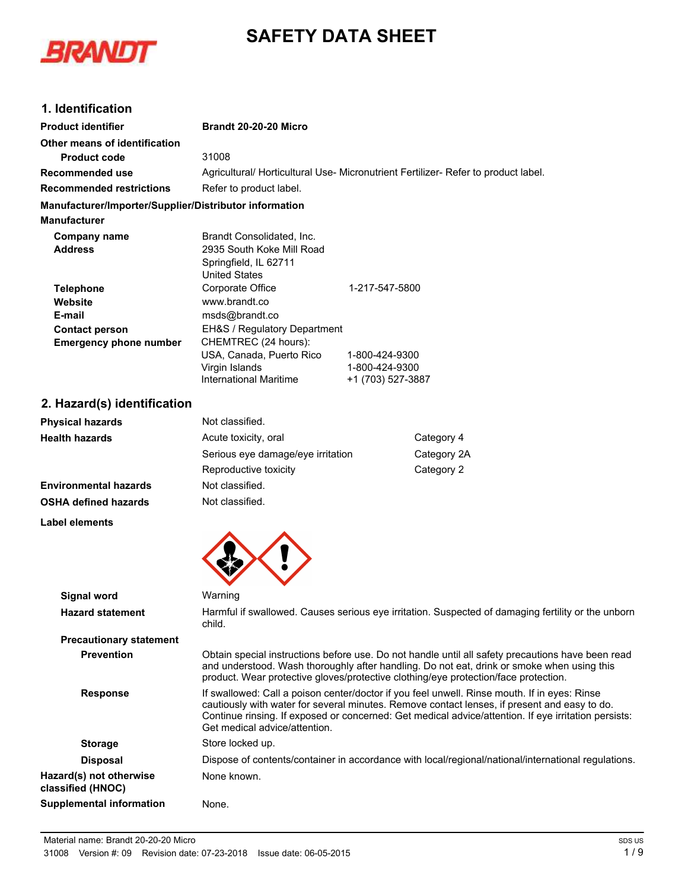# SAFETY DATA SHEET

BRANDT

## 1. Identification

| | |
|---|---|
| **Product identifier** | **Brandt 20-20-20 Micro** |
| **Other means of identification** | |
| **Product code** | 31008 |
| **Recommended use** | Agricultural/ Horticultural Use- Micronutrient Fertilizer- Refer to product label. |
| **Recommended restrictions** | Refer to product label. |

**Manufacturer/Importer/Supplier/Distributor information**

**Manufacturer**

| | | |
|---|---|---|
| **Company name** | Brandt Consolidated, Inc. | |
| **Address** | 2935 South Koke Mill Road<br>Springfield, IL 62711<br>United States | |
| **Telephone** | Corporate Office | 1-217-547-5800 |
| **Website** | www.brandt.co | |
| **E-mail** | msds@brandt.co | |
| **Contact person** | EH&S / Regulatory Department | |
| **Emergency phone number** | CHEMTREC (24 hours): | |
| | USA, Canada, Puerto Rico | 1-800-424-9300 |
| | Virgin Islands | 1-800-424-9300 |
| | International Maritime | +1 (703) 527-3887 |

## 2. Hazard(s) identification

| | | |
|---|---|---|
| **Physical hazards** | Not classified. | |
| **Health hazards** | Acute toxicity, oral | Category 4 |
| | Serious eye damage/eye irritation | Category 2A |
| | Reproductive toxicity | Category 2 |
| **Environmental hazards** | Not classified. | |
| **OSHA defined hazards** | Not classified. | |

**Label elements**

**Signal word**: Warning

**Hazard statement**: Harmful if swallowed. Causes serious eye irritation. Suspected of damaging fertility or the unborn child.

**Precautionary statement**

**Prevention**: Obtain special instructions before use. Do not handle until all safety precautions have been read and understood. Wash thoroughly after handling. Do not eat, drink or smoke when using this product. Wear protective gloves/protective clothing/eye protection/face protection.

**Response**: If swallowed: Call a poison center/doctor if you feel unwell. Rinse mouth. If in eyes: Rinse cautiously with water for several minutes. Remove contact lenses, if present and easy to do. Continue rinsing. If exposed or concerned: Get medical advice/attention. If eye irritation persists: Get medical advice/attention.

**Storage**: Store locked up.

**Disposal**: Dispose of contents/container in accordance with local/regional/national/international regulations.

**Hazard(s) not otherwise classified (HNOC)**: None known.

**Supplemental information**: None.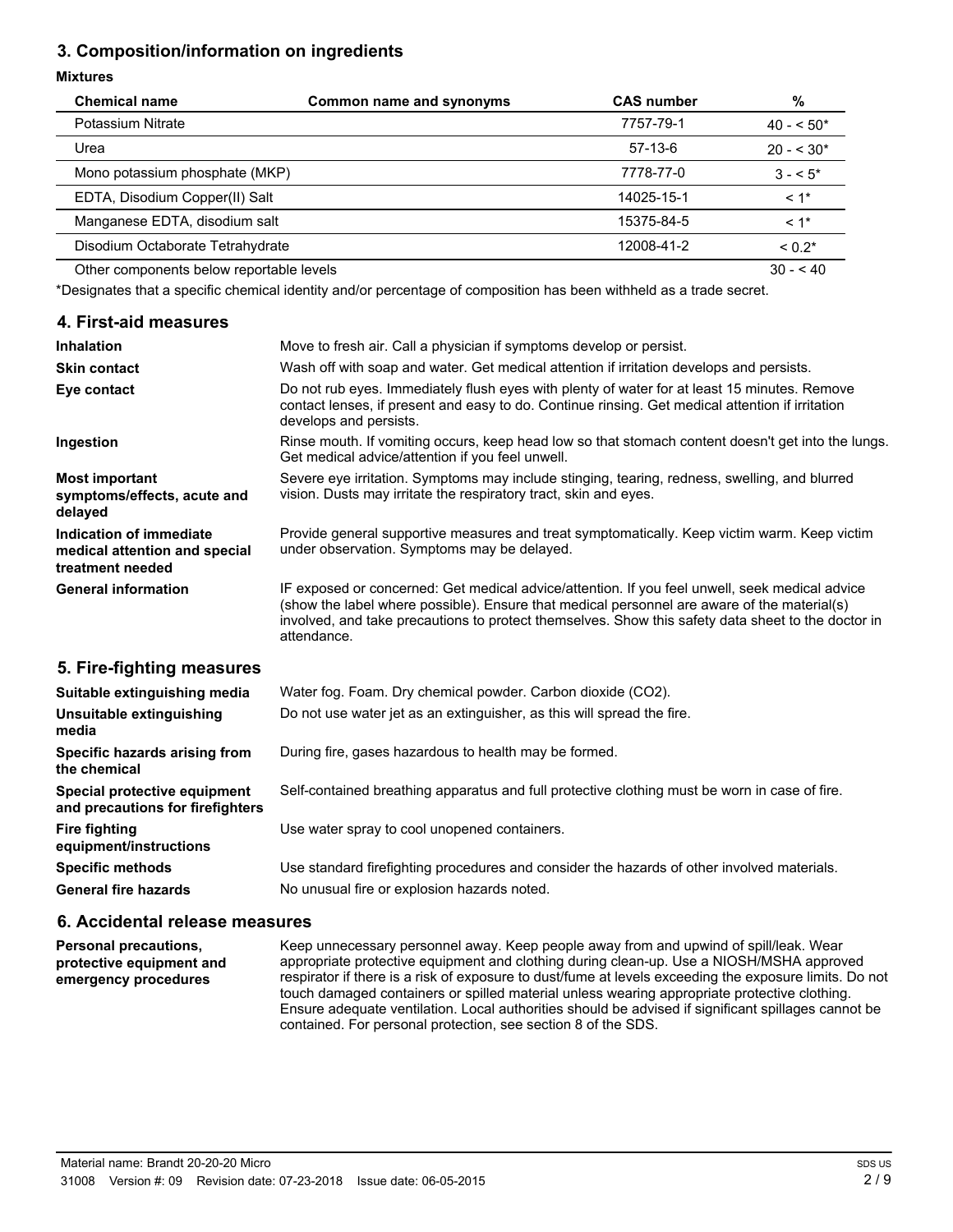## 3. Composition/information on ingredients

**Mixtures**

| Chemical name | Common name and synonyms | CAS number | % |
|---|---|---|---|
| Potassium Nitrate | | 7757-79-1 | 40 - < 50* |
| Urea | | 57-13-6 | 20 - < 30* |
| Mono potassium phosphate (MKP) | | 7778-77-0 | 3 - < 5* |
| EDTA, Disodium Copper(II) Salt | | 14025-15-1 | < 1* |
| Manganese EDTA, disodium salt | | 15375-84-5 | < 1* |
| Disodium Octaborate Tetrahydrate | | 12008-41-2 | < 0.2* |
| Other components below reportable levels | | | 30 - < 40 |

*Designates that a specific chemical identity and/or percentage of composition has been withheld as a trade secret.

## 4. First-aid measures

**Inhalation** Move to fresh air. Call a physician if symptoms develop or persist.

**Skin contact** Wash off with soap and water. Get medical attention if irritation develops and persists.

**Eye contact** Do not rub eyes. Immediately flush eyes with plenty of water for at least 15 minutes. Remove contact lenses, if present and easy to do. Continue rinsing. Get medical attention if irritation develops and persists.

**Ingestion** Rinse mouth. If vomiting occurs, keep head low so that stomach content doesn't get into the lungs. Get medical advice/attention if you feel unwell.

**Most important symptoms/effects, acute and delayed** Severe eye irritation. Symptoms may include stinging, tearing, redness, swelling, and blurred vision. Dusts may irritate the respiratory tract, skin and eyes.

**Indication of immediate medical attention and special treatment needed** Provide general supportive measures and treat symptomatically. Keep victim warm. Keep victim under observation. Symptoms may be delayed.

**General information** IF exposed or concerned: Get medical advice/attention. If you feel unwell, seek medical advice (show the label where possible). Ensure that medical personnel are aware of the material(s) involved, and take precautions to protect themselves. Show this safety data sheet to the doctor in attendance.

## 5. Fire-fighting measures

**Suitable extinguishing media** Water fog. Foam. Dry chemical powder. Carbon dioxide ($CO_2$).

**Unsuitable extinguishing media** Do not use water jet as an extinguisher, as this will spread the fire.

**Specific hazards arising from the chemical** During fire, gases hazardous to health may be formed.

**Special protective equipment and precautions for firefighters** Self-contained breathing apparatus and full protective clothing must be worn in case of fire.

**Fire fighting equipment/instructions** Use water spray to cool unopened containers.

**Specific methods** Use standard firefighting procedures and consider the hazards of other involved materials.

**General fire hazards** No unusual fire or explosion hazards noted.

## 6. Accidental release measures

**Personal precautions, protective equipment and emergency procedures** Keep unnecessary personnel away. Keep people away from and upwind of spill/leak. Wear appropriate protective equipment and clothing during clean-up. Use a NIOSH/MSHA approved respirator if there is a risk of exposure to dust/fume at levels exceeding the exposure limits. Do not touch damaged containers or spilled material unless wearing appropriate protective clothing. Ensure adequate ventilation. Local authorities should be advised if significant spillages cannot be contained. For personal protection, see section 8 of the SDS.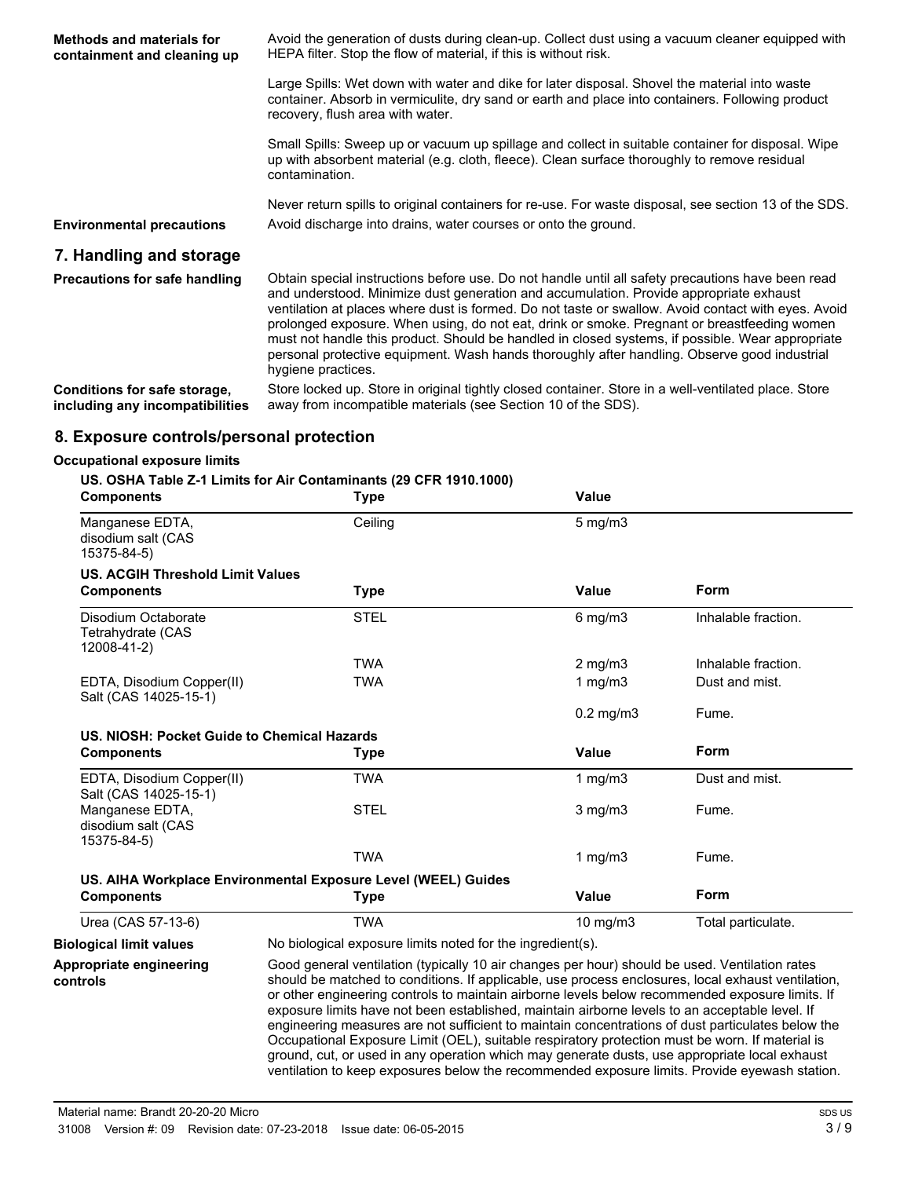**Methods and materials for containment and cleaning up**

Avoid the generation of dusts during clean-up. Collect dust using a vacuum cleaner equipped with HEPA filter. Stop the flow of material, if this is without risk.

Large Spills: Wet down with water and dike for later disposal. Shovel the material into waste container. Absorb in vermiculite, dry sand or earth and place into containers. Following product recovery, flush area with water.

Small Spills: Sweep up or vacuum up spillage and collect in suitable container for disposal. Wipe up with absorbent material (e.g. cloth, fleece). Clean surface thoroughly to remove residual contamination.

Never return spills to original containers for re-use. For waste disposal, see section 13 of the SDS.

**Environmental precautions**

Avoid discharge into drains, water courses or onto the ground.

## 7. Handling and storage

**Precautions for safe handling**

Obtain special instructions before use. Do not handle until all safety precautions have been read and understood. Minimize dust generation and accumulation. Provide appropriate exhaust ventilation at places where dust is formed. Do not taste or swallow. Avoid contact with eyes. Avoid prolonged exposure. When using, do not eat, drink or smoke. Pregnant or breastfeeding women must not handle this product. Should be handled in closed systems, if possible. Wear appropriate personal protective equipment. Wash hands thoroughly after handling. Observe good industrial hygiene practices.

**Conditions for safe storage, including any incompatibilities**

Store locked up. Store in original tightly closed container. Store in a well-ventilated place. Store away from incompatible materials (see Section 10 of the SDS).

## 8. Exposure controls/personal protection

**Occupational exposure limits**

**US. OSHA Table Z-1 Limits for Air Contaminants (29 CFR 1910.1000)**

| Components | Type | Value |
|---|---|---|
| Manganese EDTA, disodium salt (CAS 15375-84-5) | Ceiling | 5 mg/m3 |

**US. ACGIH Threshold Limit Values**

| Components | Type | Value | Form |
|---|---|---|---|
| Disodium Octaborate Tetrahydrate (CAS 12008-41-2) | STEL | 6 mg/m3 | Inhalable fraction. |
| | TWA | 2 mg/m3 | Inhalable fraction. |
| EDTA, Disodium Copper(II) Salt (CAS 14025-15-1) | TWA | 1 mg/m3 | Dust and mist. |
| | | 0.2 mg/m3 | Fume. |

**US. NIOSH: Pocket Guide to Chemical Hazards**

| Components | Type | Value | Form |
|---|---|---|---|
| EDTA, Disodium Copper(II) Salt (CAS 14025-15-1) | TWA | 1 mg/m3 | Dust and mist. |
| Manganese EDTA, disodium salt (CAS 15375-84-5) | STEL | 3 mg/m3 | Fume. |
| | TWA | 1 mg/m3 | Fume. |

**US. AIHA Workplace Environmental Exposure Level (WEEL) Guides**

| Components | Type | Value | Form |
|---|---|---|---|
| Urea (CAS 57-13-6) | TWA | 10 mg/m3 | Total particulate. |

**Biological limit values**

No biological exposure limits noted for the ingredient(s).

**Appropriate engineering controls**

Good general ventilation (typically 10 air changes per hour) should be used. Ventilation rates should be matched to conditions. If applicable, use process enclosures, local exhaust ventilation, or other engineering controls to maintain airborne levels below recommended exposure limits. If exposure limits have not been established, maintain airborne levels to an acceptable level. If engineering measures are not sufficient to maintain concentrations of dust particulates below the Occupational Exposure Limit (OEL), suitable respiratory protection must be worn. If material is ground, cut, or used in any operation which may generate dusts, use appropriate local exhaust ventilation to keep exposures below the recommended exposure limits. Provide eyewash station.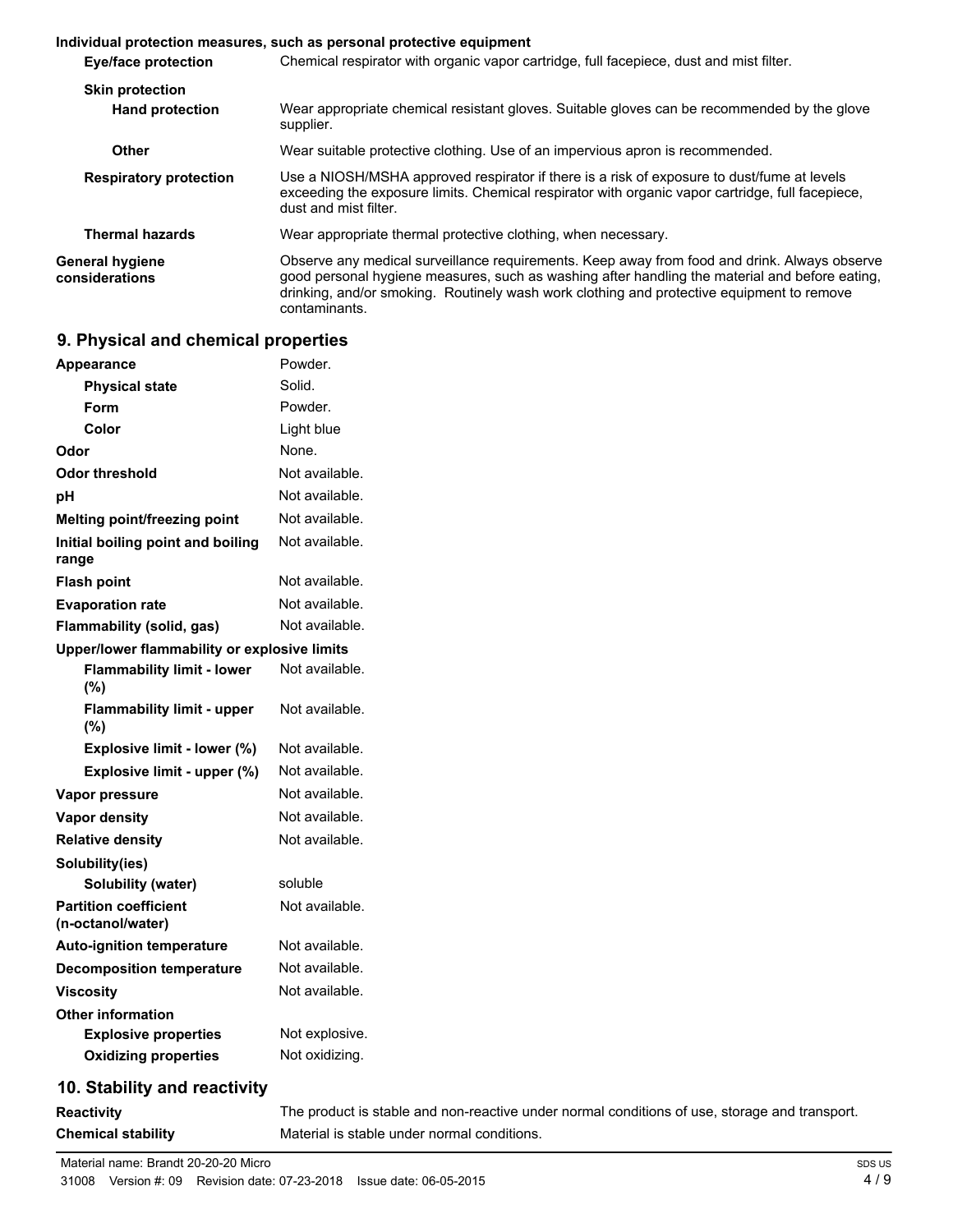**Individual protection measures, such as personal protective equipment**

| | |
|---|---|
| **Eye/face protection** | Chemical respirator with organic vapor cartridge, full facepiece, dust and mist filter. |
| **Skin protection** | |
| **Hand protection** | Wear appropriate chemical resistant gloves. Suitable gloves can be recommended by the glove supplier. |
| **Other** | Wear suitable protective clothing. Use of an impervious apron is recommended. |
| **Respiratory protection** | Use a NIOSH/MSHA approved respirator if there is a risk of exposure to dust/fume at levels exceeding the exposure limits. Chemical respirator with organic vapor cartridge, full facepiece, dust and mist filter. |
| **Thermal hazards** | Wear appropriate thermal protective clothing, when necessary. |
| **General hygiene considerations** | Observe any medical surveillance requirements. Keep away from food and drink. Always observe good personal hygiene measures, such as washing after handling the material and before eating, drinking, and/or smoking. Routinely wash work clothing and protective equipment to remove contaminants. |

## 9. Physical and chemical properties

| | |
|---|---|
| **Appearance** | Powder. |
| **Physical state** | Solid. |
| **Form** | Powder. |
| **Color** | Light blue |
| **Odor** | None. |
| **Odor threshold** | Not available. |
| **pH** | Not available. |
| **Melting point/freezing point** | Not available. |
| **Initial boiling point and boiling range** | Not available. |
| **Flash point** | Not available. |
| **Evaporation rate** | Not available. |
| **Flammability (solid, gas)** | Not available. |
| **Upper/lower flammability or explosive limits** | |
| **Flammability limit - lower (%)** | Not available. |
| **Flammability limit - upper (%)** | Not available. |
| **Explosive limit - lower (%)** | Not available. |
| **Explosive limit - upper (%)** | Not available. |
| **Vapor pressure** | Not available. |
| **Vapor density** | Not available. |
| **Relative density** | Not available. |
| **Solubility(ies)** | |
| **Solubility (water)** | soluble |
| **Partition coefficient (n-octanol/water)** | Not available. |
| **Auto-ignition temperature** | Not available. |
| **Decomposition temperature** | Not available. |
| **Viscosity** | Not available. |
| **Other information** | |
| **Explosive properties** | Not explosive. |
| **Oxidizing properties** | Not oxidizing. |

## 10. Stability and reactivity

| | |
|---|---|
| **Reactivity** | The product is stable and non-reactive under normal conditions of use, storage and transport. |
| **Chemical stability** | Material is stable under normal conditions. |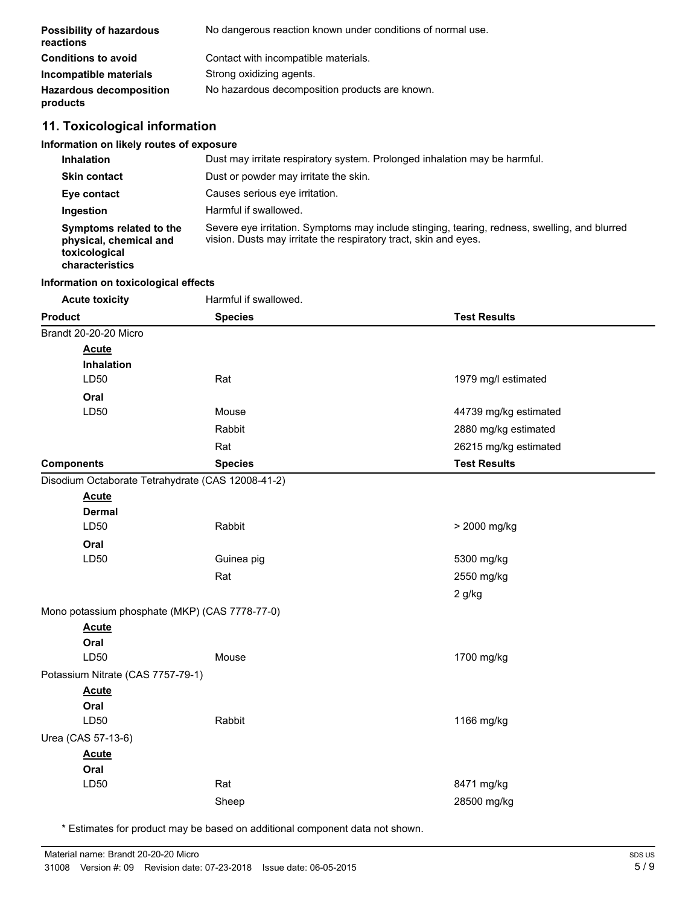| | |
|---|---|
| **Possibility of hazardous reactions** | No dangerous reaction known under conditions of normal use. |
| **Conditions to avoid** | Contact with incompatible materials. |
| **Incompatible materials** | Strong oxidizing agents. |
| **Hazardous decomposition products** | No hazardous decomposition products are known. |

## 11. Toxicological information

**Information on likely routes of exposure**

| | |
|---|---|
| **Inhalation** | Dust may irritate respiratory system. Prolonged inhalation may be harmful. |
| **Skin contact** | Dust or powder may irritate the skin. |
| **Eye contact** | Causes serious eye irritation. |
| **Ingestion** | Harmful if swallowed. |
| **Symptoms related to the physical, chemical and toxicological characteristics** | Severe eye irritation. Symptoms may include stinging, tearing, redness, swelling, and blurred vision. Dusts may irritate the respiratory tract, skin and eyes. |

**Information on toxicological effects**

**Acute toxicity** Harmful if swallowed.

| Product | Species | Test Results |
|---|---|---|
| Brandt 20-20-20 Micro | | |
| **Acute** | | |
| **Inhalation** | | |
| LD50 | Rat | 1979 mg/l estimated |
| **Oral** | | |
| LD50 | Mouse | 44739 mg/kg estimated |
| | Rabbit | 2880 mg/kg estimated |
| | Rat | 26215 mg/kg estimated |

| Components | Species | Test Results |
|---|---|---|
| Disodium Octaborate Tetrahydrate (CAS 12008-41-2) | | |
| **Acute** | | |
| **Dermal** | | |
| LD50 | Rabbit | > 2000 mg/kg |
| **Oral** | | |
| LD50 | Guinea pig | 5300 mg/kg |
| | Rat | 2550 mg/kg |
| | | 2 g/kg |
| Mono potassium phosphate (MKP) (CAS 7778-77-0) | | |
| **Acute** | | |
| **Oral** | | |
| LD50 | Mouse | 1700 mg/kg |
| Potassium Nitrate (CAS 7757-79-1) | | |
| **Acute** | | |
| **Oral** | | |
| LD50 | Rabbit | 1166 mg/kg |
| Urea (CAS 57-13-6) | | |
| **Acute** | | |
| **Oral** | | |
| LD50 | Rat | 8471 mg/kg |
| | Sheep | 28500 mg/kg |

* Estimates for product may be based on additional component data not shown.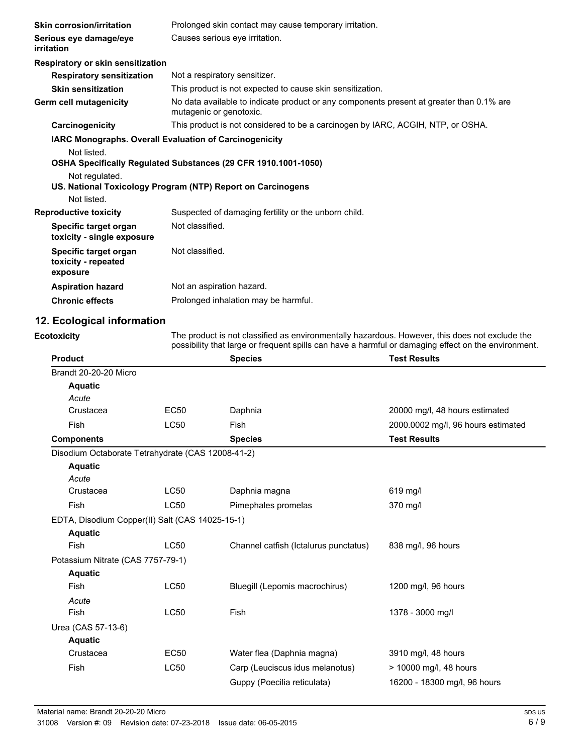**Skin corrosion/irritation** Prolonged skin contact may cause temporary irritation.

**Serious eye damage/eye irritation** Causes serious eye irritation.

**Respiratory or skin sensitization**

**Respiratory sensitization** Not a respiratory sensitizer.

**Skin sensitization** This product is not expected to cause skin sensitization.

**Germ cell mutagenicity** No data available to indicate product or any components present at greater than 0.1% are mutagenic or genotoxic.

**Carcinogenicity** This product is not considered to be a carcinogen by IARC, ACGIH, NTP, or OSHA.

**IARC Monographs. Overall Evaluation of Carcinogenicity**

Not listed.

**OSHA Specifically Regulated Substances (29 CFR 1910.1001-1050)**

Not regulated.

**US. National Toxicology Program (NTP) Report on Carcinogens**

Not listed.

**Reproductive toxicity** Suspected of damaging fertility or the unborn child.

**Specific target organ toxicity - single exposure** Not classified.

**Specific target organ toxicity - repeated exposure** Not classified.

**Aspiration hazard** Not an aspiration hazard.

**Chronic effects** Prolonged inhalation may be harmful.

## 12. Ecological information

**Ecotoxicity** The product is not classified as environmentally hazardous. However, this does not exclude the possibility that large or frequent spills can have a harmful or damaging effect on the environment.

| Product | | Species | Test Results |
|---|---|---|---|
| Brandt 20-20-20 Micro | | | |
| **Aquatic** | | | |
| *Acute* | | | |
| Crustacea | EC50 | Daphnia | 20000 mg/l, 48 hours estimated |
| Fish | LC50 | Fish | 2000.0002 mg/l, 96 hours estimated |

| Components | | Species | Test Results |
|---|---|---|---|
| Disodium Octaborate Tetrahydrate (CAS 12008-41-2) | | | |
| **Aquatic** | | | |
| *Acute* | | | |
| Crustacea | LC50 | Daphnia magna | 619 mg/l |
| Fish | LC50 | Pimephales promelas | 370 mg/l |
| EDTA, Disodium Copper(II) Salt (CAS 14025-15-1) | | | |
| **Aquatic** | | | |
| Fish | LC50 | Channel catfish (Ictalurus punctatus) | 838 mg/l, 96 hours |
| Potassium Nitrate (CAS 7757-79-1) | | | |
| **Aquatic** | | | |
| Fish | LC50 | Bluegill (Lepomis macrochirus) | 1200 mg/l, 96 hours |
| *Acute* | | | |
| Fish | LC50 | Fish | 1378 - 3000 mg/l |
| Urea (CAS 57-13-6) | | | |
| **Aquatic** | | | |
| Crustacea | EC50 | Water flea (Daphnia magna) | 3910 mg/l, 48 hours |
| Fish | LC50 | Carp (Leuciscus idus melanotus) | > 10000 mg/l, 48 hours |
| | | Guppy (Poecilia reticulata) | 16200 - 18300 mg/l, 96 hours |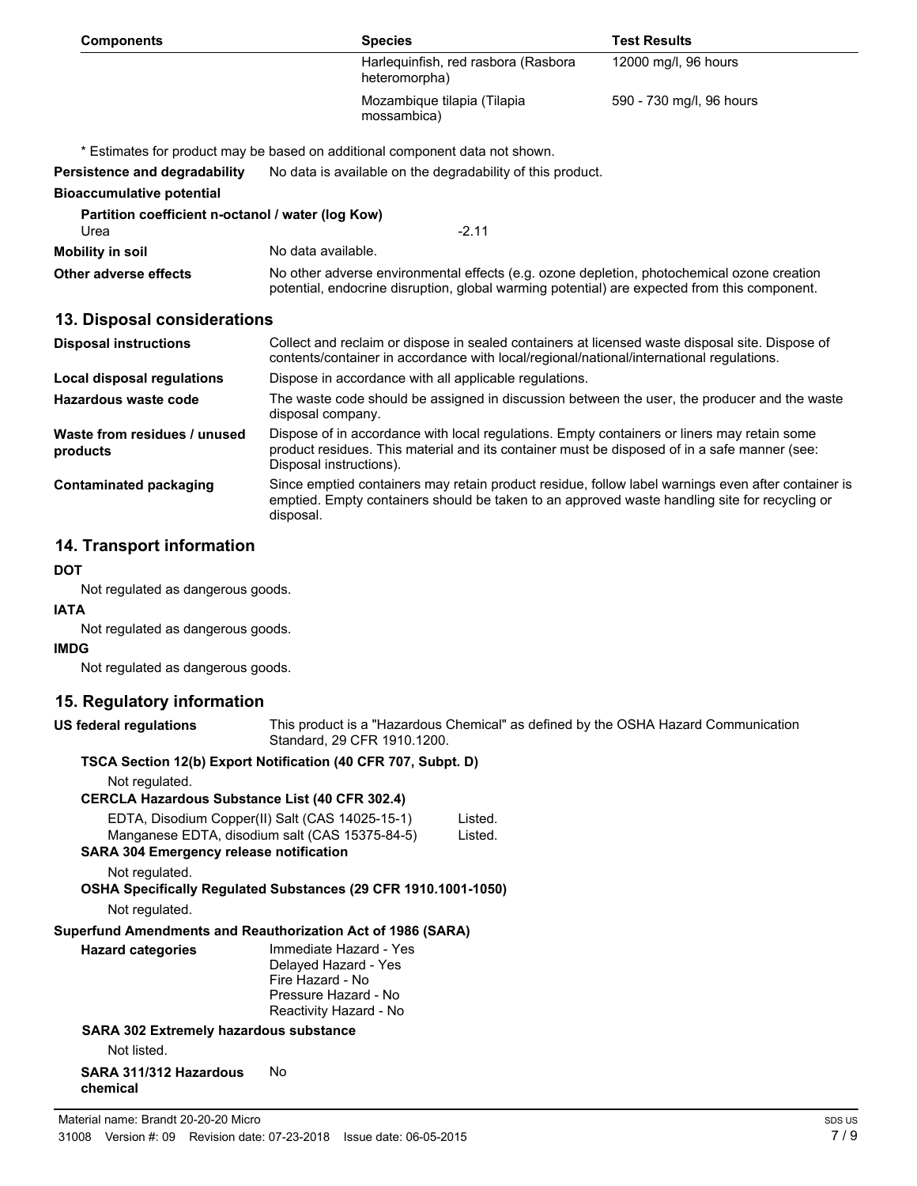| Components | Species | Test Results |
|---|---|---|
| | Harlequinfish, red rasbora (Rasbora heteromorpha) | 12000 mg/l, 96 hours |
| | Mozambique tilapia (Tilapia mossambica) | 590 - 730 mg/l, 96 hours |

\* Estimates for product may be based on additional component data not shown.

**Persistence and degradability** No data is available on the degradability of this product.

**Bioaccumulative potential**

**Partition coefficient n-octanol / water (log Kow)**

Urea -2.11

**Mobility in soil** No data available.

**Other adverse effects** No other adverse environmental effects (e.g. ozone depletion, photochemical ozone creation potential, endocrine disruption, global warming potential) are expected from this component.

## 13. Disposal considerations

**Disposal instructions** Collect and reclaim or dispose in sealed containers at licensed waste disposal site. Dispose of contents/container in accordance with local/regional/national/international regulations.

**Local disposal regulations** Dispose in accordance with all applicable regulations.

**Hazardous waste code** The waste code should be assigned in discussion between the user, the producer and the waste disposal company.

**Waste from residues / unused products** Dispose of in accordance with local regulations. Empty containers or liners may retain some product residues. This material and its container must be disposed of in a safe manner (see: Disposal instructions).

**Contaminated packaging** Since emptied containers may retain product residue, follow label warnings even after container is emptied. Empty containers should be taken to an approved waste handling site for recycling or disposal.

## 14. Transport information

**DOT**

Not regulated as dangerous goods.

**IATA**

Not regulated as dangerous goods.

**IMDG**

Not regulated as dangerous goods.

## 15. Regulatory information

**US federal regulations** This product is a "Hazardous Chemical" as defined by the OSHA Hazard Communication Standard, 29 CFR 1910.1200.

**TSCA Section 12(b) Export Notification (40 CFR 707, Subpt. D)**

Not regulated.

**CERCLA Hazardous Substance List (40 CFR 302.4)**

EDTA, Disodium Copper(II) Salt (CAS 14025-15-1) Listed.
Manganese EDTA, disodium salt (CAS 15375-84-5) Listed.

**SARA 304 Emergency release notification**

Not regulated.

**OSHA Specifically Regulated Substances (29 CFR 1910.1001-1050)**

Not regulated.

**Superfund Amendments and Reauthorization Act of 1986 (SARA)**

**Hazard categories**
Immediate Hazard - Yes
Delayed Hazard - Yes
Fire Hazard - No
Pressure Hazard - No
Reactivity Hazard - No

**SARA 302 Extremely hazardous substance**

Not listed.

**SARA 311/312 Hazardous chemical** No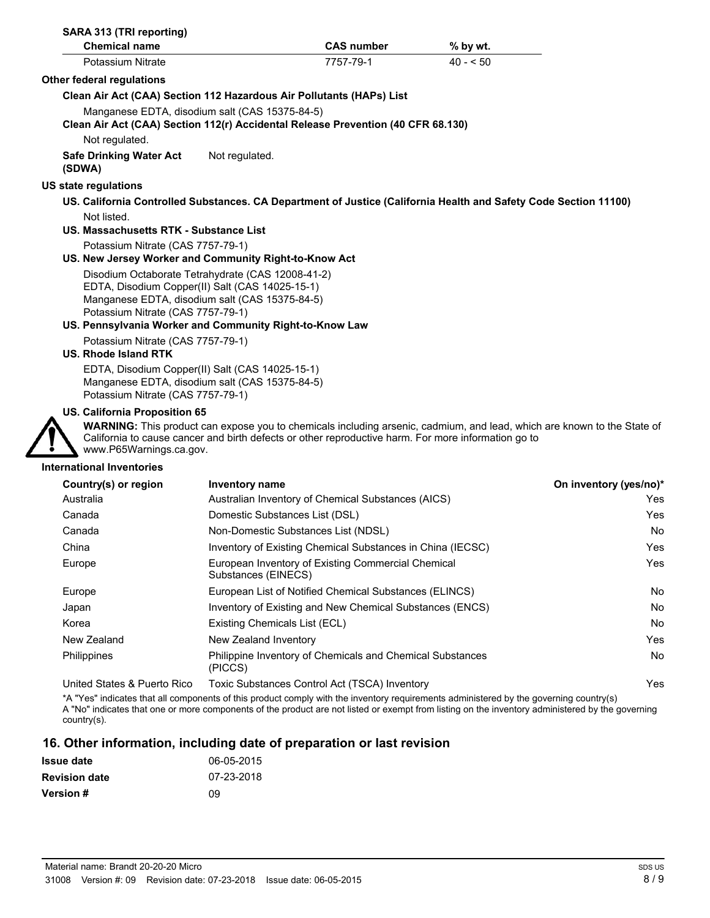**SARA 313 (TRI reporting)**

| Chemical name | CAS number | % by wt. |
|---|---|---|
| Potassium Nitrate | 7757-79-1 | 40 - < 50 |

**Other federal regulations**

**Clean Air Act (CAA) Section 112 Hazardous Air Pollutants (HAPs) List**

Manganese EDTA, disodium salt (CAS 15375-84-5)

**Clean Air Act (CAA) Section 112(r) Accidental Release Prevention (40 CFR 68.130)**

Not regulated.

**Safe Drinking Water Act (SDWA)** Not regulated.

**US state regulations**

**US. California Controlled Substances. CA Department of Justice (California Health and Safety Code Section 11100)**

Not listed.

**US. Massachusetts RTK - Substance List**

Potassium Nitrate (CAS 7757-79-1)

**US. New Jersey Worker and Community Right-to-Know Act**

Disodium Octaborate Tetrahydrate (CAS 12008-41-2)
EDTA, Disodium Copper(II) Salt (CAS 14025-15-1)
Manganese EDTA, disodium salt (CAS 15375-84-5)
Potassium Nitrate (CAS 7757-79-1)

**US. Pennsylvania Worker and Community Right-to-Know Law**

Potassium Nitrate (CAS 7757-79-1)

**US. Rhode Island RTK**

EDTA, Disodium Copper(II) Salt (CAS 14025-15-1)
Manganese EDTA, disodium salt (CAS 15375-84-5)
Potassium Nitrate (CAS 7757-79-1)

**US. California Proposition 65**

**WARNING:** This product can expose you to chemicals including arsenic, cadmium, and lead, which are known to the State of California to cause cancer and birth defects or other reproductive harm. For more information go to www.P65Warnings.ca.gov.

**International Inventories**

| Country(s) or region | Inventory name | On inventory (yes/no)* |
|---|---|---|
| Australia | Australian Inventory of Chemical Substances (AICS) | Yes |
| Canada | Domestic Substances List (DSL) | Yes |
| Canada | Non-Domestic Substances List (NDSL) | No |
| China | Inventory of Existing Chemical Substances in China (IECSC) | Yes |
| Europe | European Inventory of Existing Commercial Chemical Substances (EINECS) | Yes |
| Europe | European List of Notified Chemical Substances (ELINCS) | No |
| Japan | Inventory of Existing and New Chemical Substances (ENCS) | No |
| Korea | Existing Chemicals List (ECL) | No |
| New Zealand | New Zealand Inventory | Yes |
| Philippines | Philippine Inventory of Chemicals and Chemical Substances (PICCS) | No |
| United States & Puerto Rico | Toxic Substances Control Act (TSCA) Inventory | Yes |

*A "Yes" indicates that all components of this product comply with the inventory requirements administered by the governing country(s)
A "No" indicates that one or more components of the product are not listed or exempt from listing on the inventory administered by the governing country(s).

## 16. Other information, including date of preparation or last revision

| | |
|---|---|
| **Issue date** | 06-05-2015 |
| **Revision date** | 07-23-2018 |
| **Version #** | 09 |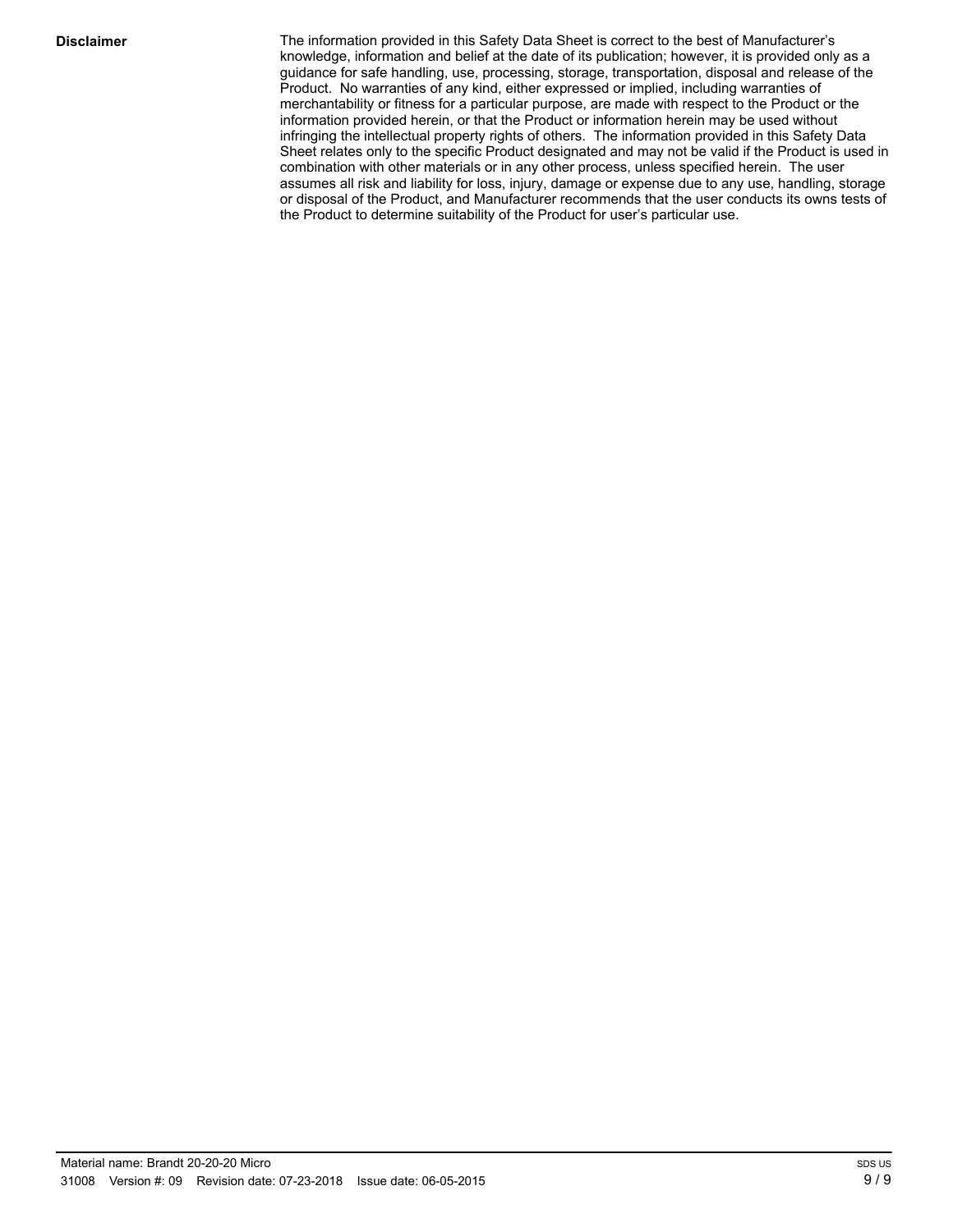**Disclaimer**

The information provided in this Safety Data Sheet is correct to the best of Manufacturer's knowledge, information and belief at the date of its publication; however, it is provided only as a guidance for safe handling, use, processing, storage, transportation, disposal and release of the Product. No warranties of any kind, either expressed or implied, including warranties of merchantability or fitness for a particular purpose, are made with respect to the Product or the information provided herein, or that the Product or information herein may be used without infringing the intellectual property rights of others. The information provided in this Safety Data Sheet relates only to the specific Product designated and may not be valid if the Product is used in combination with other materials or in any other process, unless specified herein. The user assumes all risk and liability for loss, injury, damage or expense due to any use, handling, storage or disposal of the Product, and Manufacturer recommends that the user conducts its owns tests of the Product to determine suitability of the Product for user's particular use.